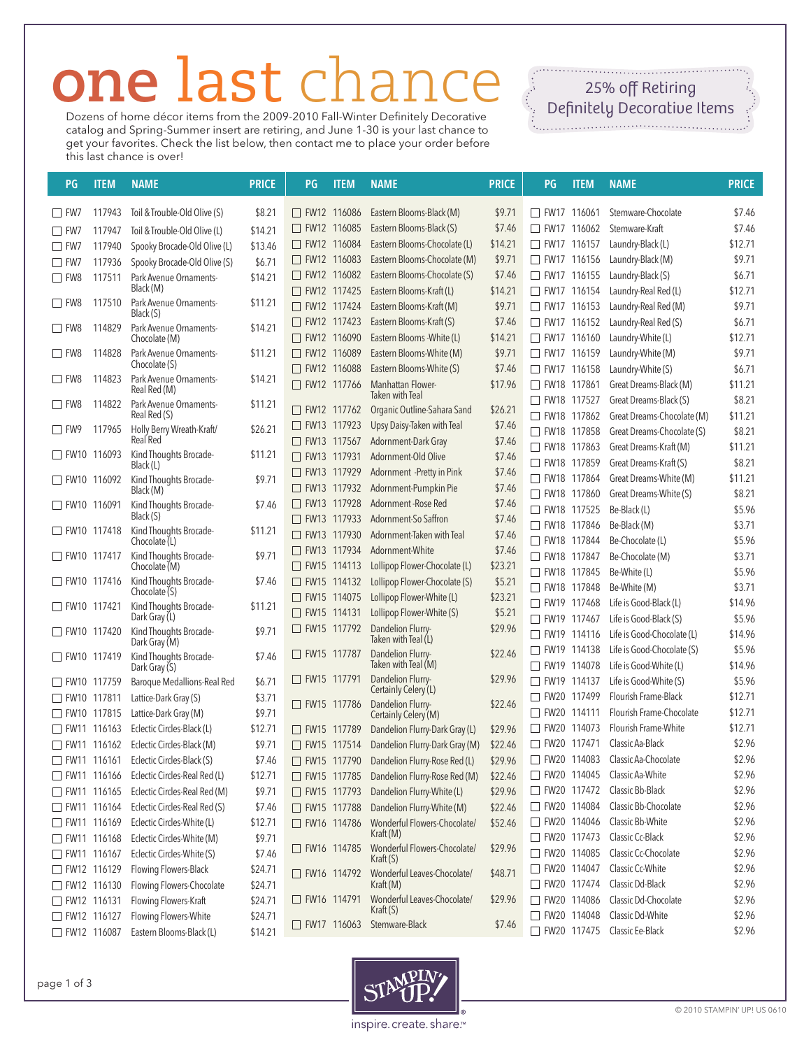# one last chance

Dozens of home décor items from the 2009-2010 Fall-Winter Definitely Decorative catalog and Spring-Summer insert are retiring, and June 1-30 is your last chance to get your favorites. Check the list below, then contact me to place your order before this last chance is over!

25% off Retiring Definitely Decorative Items

| PG | ITEM | NAME | PRICE |
|---|---|---|---|
| FW7 | 117943 | Toil & Trouble-Old Olive (S) | $8.21 |
| FW7 | 117947 | Toil & Trouble-Old Olive (L) | $14.21 |
| FW7 | 117940 | Spooky Brocade-Old Olive (L) | $13.46 |
| FW7 | 117936 | Spooky Brocade-Old Olive (S) | $6.71 |
| FW8 | 117511 | Park Avenue Ornaments-Black (M) | $14.21 |
| FW8 | 117510 | Park Avenue Ornaments-Black (S) | $11.21 |
| FW8 | 114829 | Park Avenue Ornaments-Chocolate (M) | $14.21 |
| FW8 | 114828 | Park Avenue Ornaments-Chocolate (S) | $11.21 |
| FW8 | 114823 | Park Avenue Ornaments-Real Red (M) | $14.21 |
| FW8 | 114822 | Park Avenue Ornaments-Real Red (S) | $11.21 |
| FW9 | 117965 | Holly Berry Wreath-Kraft/Real Red | $26.21 |
| FW10 | 116093 | Kind Thoughts Brocade-Black (L) | $11.21 |
| FW10 | 116092 | Kind Thoughts Brocade-Black (M) | $9.71 |
| FW10 | 116091 | Kind Thoughts Brocade-Black (S) | $7.46 |
| FW10 | 117418 | Kind Thoughts Brocade-Chocolate (L) | $11.21 |
| FW10 | 117417 | Kind Thoughts Brocade-Chocolate (M) | $9.71 |
| FW10 | 117416 | Kind Thoughts Brocade-Chocolate (S) | $7.46 |
| FW10 | 117421 | Kind Thoughts Brocade-Dark Gray (L) | $11.21 |
| FW10 | 117420 | Kind Thoughts Brocade-Dark Gray (M) | $9.71 |
| FW10 | 117419 | Kind Thoughts Brocade-Dark Gray (S) | $7.46 |
| FW10 | 117759 | Baroque Medallions-Real Red | $6.71 |
| FW10 | 117811 | Lattice-Dark Gray (S) | $3.71 |
| FW10 | 117815 | Lattice-Dark Gray (M) | $9.71 |
| FW11 | 116163 | Eclectic Circles-Black (L) | $12.71 |
| FW11 | 116162 | Eclectic Circles-Black (M) | $9.71 |
| FW11 | 116161 | Eclectic Circles-Black (S) | $7.46 |
| FW11 | 116166 | Eclectic Circles-Real Red (L) | $12.71 |
| FW11 | 116165 | Eclectic Circles-Real Red (M) | $9.71 |
| FW11 | 116164 | Eclectic Circles-Real Red (S) | $7.46 |
| FW11 | 116169 | Eclectic Circles-White (L) | $12.71 |
| FW11 | 116168 | Eclectic Circles-White (M) | $9.71 |
| FW11 | 116167 | Eclectic Circles-White (S) | $7.46 |
| FW12 | 116129 | Flowing Flowers-Black | $24.71 |
| FW12 | 116130 | Flowing Flowers-Chocolate | $24.71 |
| FW12 | 116131 | Flowing Flowers-Kraft | $24.71 |
| FW12 | 116127 | Flowing Flowers-White | $24.71 |
| FW12 | 116087 | Eastern Blooms-Black (L) | $14.21 |
| FW12 | 116086 | Eastern Blooms-Black (M) | $9.71 |
| FW12 | 116085 | Eastern Blooms-Black (S) | $7.46 |
| FW12 | 116084 | Eastern Blooms-Chocolate (L) | $14.21 |
| FW12 | 116083 | Eastern Blooms-Chocolate (M) | $9.71 |
| FW12 | 116082 | Eastern Blooms-Chocolate (S) | $7.46 |
| FW12 | 117425 | Eastern Blooms-Kraft (L) | $14.21 |
| FW12 | 117424 | Eastern Blooms-Kraft (M) | $9.71 |
| FW12 | 117423 | Eastern Blooms-Kraft (S) | $7.46 |
| FW12 | 116090 | Eastern Blooms -White (L) | $14.21 |
| FW12 | 116089 | Eastern Blooms-White (M) | $9.71 |
| FW12 | 116088 | Eastern Blooms-White (S) | $7.46 |
| FW12 | 117766 | Manhattan Flower-Taken with Teal | $17.96 |
| FW12 | 117762 | Organic Outline-Sahara Sand | $26.21 |
| FW13 | 117923 | Upsy Daisy-Taken with Teal | $7.46 |
| FW13 | 117567 | Adornment-Dark Gray | $7.46 |
| FW13 | 117931 | Adornment-Old Olive | $7.46 |
| FW13 | 117929 | Adornment -Pretty in Pink | $7.46 |
| FW13 | 117932 | Adornment-Pumpkin Pie | $7.46 |
| FW13 | 117928 | Adornment -Rose Red | $7.46 |
| FW13 | 117933 | Adornment-So Saffron | $7.46 |
| FW13 | 117930 | Adornment-Taken with Teal | $7.46 |
| FW13 | 117934 | Adornment-White | $7.46 |
| FW15 | 114113 | Lollipop Flower-Chocolate (L) | $23.21 |
| FW15 | 114132 | Lollipop Flower-Chocolate (S) | $5.21 |
| FW15 | 114075 | Lollipop Flower-White (L) | $23.21 |
| FW15 | 114131 | Lollipop Flower-White (S) | $5.21 |
| FW15 | 117792 | Dandelion Flurry-Taken with Teal (L) | $29.96 |
| FW15 | 117787 | Dandelion Flurry-Taken with Teal (M) | $22.46 |
| FW15 | 117791 | Dandelion Flurry-Certainly Celery (L) | $29.96 |
| FW15 | 117786 | Dandelion Flurry-Certainly Celery (M) | $22.46 |
| FW15 | 117789 | Dandelion Flurry-Dark Gray (L) | $29.96 |
| FW15 | 117514 | Dandelion Flurry-Dark Gray (M) | $22.46 |
| FW15 | 117790 | Dandelion Flurry-Rose Red (L) | $29.96 |
| FW15 | 117785 | Dandelion Flurry-Rose Red (M) | $22.46 |
| FW15 | 117793 | Dandelion Flurry-White (L) | $29.96 |
| FW15 | 117788 | Dandelion Flurry-White (M) | $22.46 |
| FW16 | 114786 | Wonderful Flowers-Chocolate/Kraft (M) | $52.46 |
| FW16 | 114785 | Wonderful Flowers-Chocolate/Kraft (S) | $29.96 |
| FW16 | 114792 | Wonderful Leaves-Chocolate/Kraft (M) | $48.71 |
| FW16 | 114791 | Wonderful Leaves-Chocolate/Kraft (S) | $29.96 |
| FW17 | 116063 | Stemware-Black | $7.46 |
| FW17 | 116061 | Stemware-Chocolate | $7.46 |
| FW17 | 116062 | Stemware-Kraft | $7.46 |
| FW17 | 116157 | Laundry-Black (L) | $12.71 |
| FW17 | 116156 | Laundry-Black (M) | $9.71 |
| FW17 | 116155 | Laundry-Black (S) | $6.71 |
| FW17 | 116154 | Laundry-Real Red (L) | $12.71 |
| FW17 | 116153 | Laundry-Real Red (M) | $9.71 |
| FW17 | 116152 | Laundry-Real Red (S) | $6.71 |
| FW17 | 116160 | Laundry-White (L) | $12.71 |
| FW17 | 116159 | Laundry-White (M) | $9.71 |
| FW17 | 116158 | Laundry-White (S) | $6.71 |
| FW18 | 117861 | Great Dreams-Black (M) | $11.21 |
| FW18 | 117527 | Great Dreams-Black (S) | $8.21 |
| FW18 | 117862 | Great Dreams-Chocolate (M) | $11.21 |
| FW18 | 117858 | Great Dreams-Chocolate (S) | $8.21 |
| FW18 | 117863 | Great Dreams-Kraft (M) | $11.21 |
| FW18 | 117859 | Great Dreams-Kraft (S) | $8.21 |
| FW18 | 117864 | Great Dreams-White (M) | $11.21 |
| FW18 | 117860 | Great Dreams-White (S) | $8.21 |
| FW18 | 117525 | Be-Black (L) | $5.96 |
| FW18 | 117846 | Be-Black (M) | $3.71 |
| FW18 | 117844 | Be-Chocolate (L) | $5.96 |
| FW18 | 117847 | Be-Chocolate (M) | $3.71 |
| FW18 | 117845 | Be-White (L) | $5.96 |
| FW18 | 117848 | Be-White (M) | $3.71 |
| FW19 | 117468 | Life is Good-Black (L) | $14.96 |
| FW19 | 117467 | Life is Good-Black (S) | $5.96 |
| FW19 | 114116 | Life is Good-Chocolate (L) | $14.96 |
| FW19 | 114138 | Life is Good-Chocolate (S) | $5.96 |
| FW19 | 114078 | Life is Good-White (L) | $14.96 |
| FW19 | 114137 | Life is Good-White (S) | $5.96 |
| FW20 | 117499 | Flourish Frame-Black | $12.71 |
| FW20 | 114111 | Flourish Frame-Chocolate | $12.71 |
| FW20 | 114073 | Flourish Frame-White | $12.71 |
| FW20 | 117471 | Classic Aa-Black | $2.96 |
| FW20 | 114083 | Classic Aa-Chocolate | $2.96 |
| FW20 | 114045 | Classic Aa-White | $2.96 |
| FW20 | 117472 | Classic Bb-Black | $2.96 |
| FW20 | 114084 | Classic Bb-Chocolate | $2.96 |
| FW20 | 114046 | Classic Bb-White | $2.96 |
| FW20 | 117473 | Classic Cc-Black | $2.96 |
| FW20 | 114085 | Classic Cc-Chocolate | $2.96 |
| FW20 | 114047 | Classic Cc-White | $2.96 |
| FW20 | 117474 | Classic Dd-Black | $2.96 |
| FW20 | 114086 | Classic Dd-Chocolate | $2.96 |
| FW20 | 114048 | Classic Dd-White | $2.96 |
| FW20 | 117475 | Classic Ee-Black | $2.96 |

inspire.create.share.™

© 2010 STAMPIN' UP! US 0610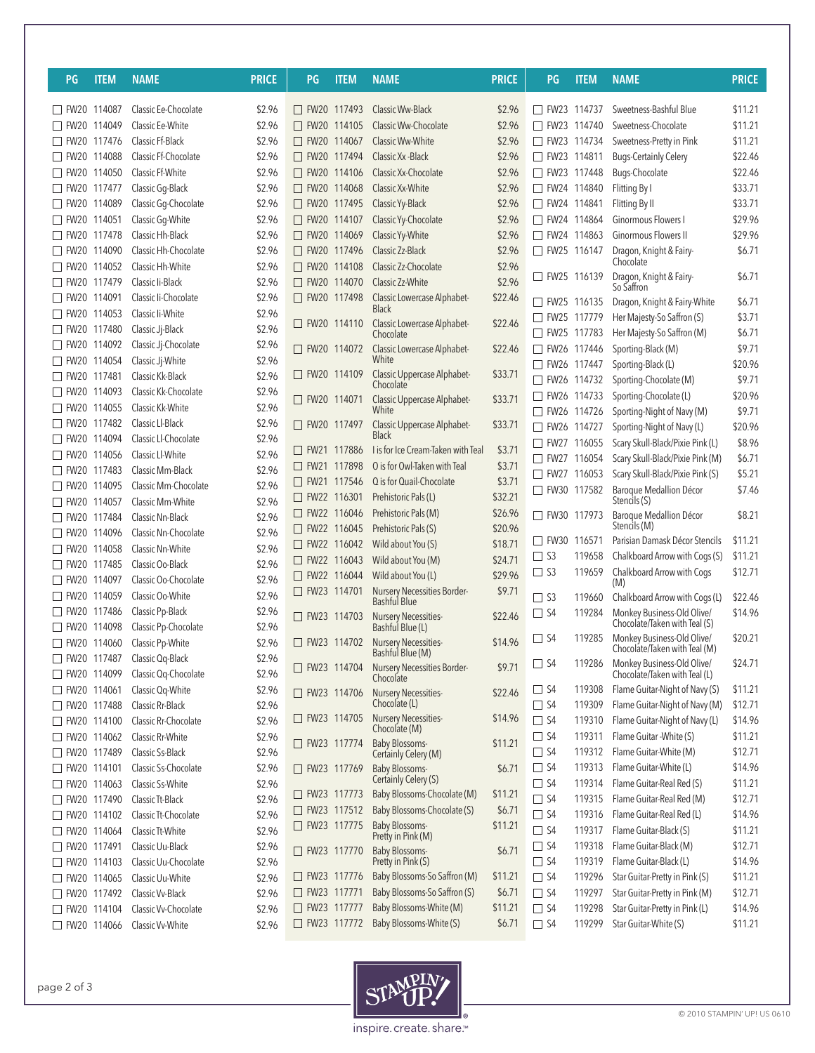| PG | ITEM | NAME | PRICE |
|---|---|---|---|
| FW20 | 114087 | Classic Ee-Chocolate | $2.96 |
| FW20 | 114049 | Classic Ee-White | $2.96 |
| FW20 | 117476 | Classic Ff-Black | $2.96 |
| FW20 | 114088 | Classic Ff-Chocolate | $2.96 |
| FW20 | 114050 | Classic Ff-White | $2.96 |
| FW20 | 117477 | Classic Gg-Black | $2.96 |
| FW20 | 114089 | Classic Gg-Chocolate | $2.96 |
| FW20 | 114051 | Classic Gg-White | $2.96 |
| FW20 | 117478 | Classic Hh-Black | $2.96 |
| FW20 | 114090 | Classic Hh-Chocolate | $2.96 |
| FW20 | 114052 | Classic Hh-White | $2.96 |
| FW20 | 117479 | Classic Ii-Black | $2.96 |
| FW20 | 114091 | Classic Ii-Chocolate | $2.96 |
| FW20 | 114053 | Classic Ii-White | $2.96 |
| FW20 | 117480 | Classic Jj-Black | $2.96 |
| FW20 | 114092 | Classic Jj-Chocolate | $2.96 |
| FW20 | 114054 | Classic Jj-White | $2.96 |
| FW20 | 117481 | Classic Kk-Black | $2.96 |
| FW20 | 114093 | Classic Kk-Chocolate | $2.96 |
| FW20 | 114055 | Classic Kk-White | $2.96 |
| FW20 | 117482 | Classic Ll-Black | $2.96 |
| FW20 | 114094 | Classic Ll-Chocolate | $2.96 |
| FW20 | 114056 | Classic Ll-White | $2.96 |
| FW20 | 117483 | Classic Mm-Black | $2.96 |
| FW20 | 114095 | Classic Mm-Chocolate | $2.96 |
| FW20 | 114057 | Classic Mm-White | $2.96 |
| FW20 | 117484 | Classic Nn-Black | $2.96 |
| FW20 | 114096 | Classic Nn-Chocolate | $2.96 |
| FW20 | 114058 | Classic Nn-White | $2.96 |
| FW20 | 117485 | Classic Oo-Black | $2.96 |
| FW20 | 114097 | Classic Oo-Chocolate | $2.96 |
| FW20 | 114059 | Classic Oo-White | $2.96 |
| FW20 | 117486 | Classic Pp-Black | $2.96 |
| FW20 | 114098 | Classic Pp-Chocolate | $2.96 |
| FW20 | 114060 | Classic Pp-White | $2.96 |
| FW20 | 117487 | Classic Qq-Black | $2.96 |
| FW20 | 114099 | Classic Qq-Chocolate | $2.96 |
| FW20 | 114061 | Classic Qq-White | $2.96 |
| FW20 | 117488 | Classic Rr-Black | $2.96 |
| FW20 | 114100 | Classic Rr-Chocolate | $2.96 |
| FW20 | 114062 | Classic Rr-White | $2.96 |
| FW20 | 117489 | Classic Ss-Black | $2.96 |
| FW20 | 114101 | Classic Ss-Chocolate | $2.96 |
| FW20 | 114063 | Classic Ss-White | $2.96 |
| FW20 | 117490 | Classic Tt-Black | $2.96 |
| FW20 | 114102 | Classic Tt-Chocolate | $2.96 |
| FW20 | 114064 | Classic Tt-White | $2.96 |
| FW20 | 117491 | Classic Uu-Black | $2.96 |
| FW20 | 114103 | Classic Uu-Chocolate | $2.96 |
| FW20 | 114065 | Classic Uu-White | $2.96 |
| FW20 | 117492 | Classic Vv-Black | $2.96 |
| FW20 | 114104 | Classic Vv-Chocolate | $2.96 |
| FW20 | 114066 | Classic Vv-White | $2.96 |
| FW20 | 117493 | Classic Ww-Black | $2.96 |
| FW20 | 114105 | Classic Ww-Chocolate | $2.96 |
| FW20 | 114067 | Classic Ww-White | $2.96 |
| FW20 | 117494 | Classic Xx -Black | $2.96 |
| FW20 | 114106 | Classic Xx-Chocolate | $2.96 |
| FW20 | 114068 | Classic Xx-White | $2.96 |
| FW20 | 117495 | Classic Yy-Black | $2.96 |
| FW20 | 114107 | Classic Yy-Chocolate | $2.96 |
| FW20 | 114069 | Classic Yy-White | $2.96 |
| FW20 | 117496 | Classic Zz-Black | $2.96 |
| FW20 | 114108 | Classic Zz-Chocolate | $2.96 |
| FW20 | 114070 | Classic Zz-White | $2.96 |
| FW20 | 117498 | Classic Lowercase Alphabet-Black | $22.46 |
| FW20 | 114110 | Classic Lowercase Alphabet-Chocolate | $22.46 |
| FW20 | 114072 | Classic Lowercase Alphabet-White | $22.46 |
| FW20 | 114109 | Classic Uppercase Alphabet-Chocolate | $33.71 |
| FW20 | 114071 | Classic Uppercase Alphabet-White | $33.71 |
| FW20 | 117497 | Classic Uppercase Alphabet-Black | $33.71 |
| FW21 | 117886 | I is for Ice Cream-Taken with Teal | $3.71 |
| FW21 | 117898 | O is for Owl-Taken with Teal | $3.71 |
| FW21 | 117546 | Q is for Quail-Chocolate | $3.71 |
| FW22 | 116301 | Prehistoric Pals (L) | $32.21 |
| FW22 | 116046 | Prehistoric Pals (M) | $26.96 |
| FW22 | 116045 | Prehistoric Pals (S) | $20.96 |
| FW22 | 116042 | Wild about You (S) | $18.71 |
| FW22 | 116043 | Wild about You (M) | $24.71 |
| FW22 | 116044 | Wild about You (L) | $29.96 |
| FW23 | 114701 | Nursery Necessities Border-Bashful Blue | $9.71 |
| FW23 | 114703 | Nursery Necessities-Bashful Blue (L) | $22.46 |
| FW23 | 114702 | Nursery Necessities-Bashful Blue (M) | $14.96 |
| FW23 | 114704 | Nursery Necessities Border-Chocolate | $9.71 |
| FW23 | 114706 | Nursery Necessities-Chocolate (L) | $22.46 |
| FW23 | 114705 | Nursery Necessities-Chocolate (M) | $14.96 |
| FW23 | 117774 | Baby Blossoms-Certainly Celery (M) | $11.21 |
| FW23 | 117769 | Baby Blossoms-Certainly Celery (S) | $6.71 |
| FW23 | 117773 | Baby Blossoms-Chocolate (M) | $11.21 |
| FW23 | 117512 | Baby Blossoms-Chocolate (S) | $6.71 |
| FW23 | 117775 | Baby Blossoms-Pretty in Pink (M) | $11.21 |
| FW23 | 117770 | Baby Blossoms-Pretty in Pink (S) | $6.71 |
| FW23 | 117776 | Baby Blossoms-So Saffron (M) | $11.21 |
| FW23 | 117771 | Baby Blossoms-So Saffron (S) | $6.71 |
| FW23 | 117777 | Baby Blossoms-White (M) | $11.21 |
| FW23 | 117772 | Baby Blossoms-White (S) | $6.71 |
| FW23 | 114737 | Sweetness-Bashful Blue | $11.21 |
| FW23 | 114740 | Sweetness-Chocolate | $11.21 |
| FW23 | 114734 | Sweetness-Pretty in Pink | $11.21 |
| FW23 | 114811 | Bugs-Certainly Celery | $22.46 |
| FW23 | 117448 | Bugs-Chocolate | $22.46 |
| FW24 | 114840 | Flitting By I | $33.71 |
| FW24 | 114841 | Flitting By II | $33.71 |
| FW24 | 114864 | Ginormous Flowers I | $29.96 |
| FW24 | 114863 | Ginormous Flowers II | $29.96 |
| FW25 | 116147 | Dragon, Knight & Fairy-Chocolate | $6.71 |
| FW25 | 116139 | Dragon, Knight & Fairy-So Saffron | $6.71 |
| FW25 | 116135 | Dragon, Knight & Fairy-White | $6.71 |
| FW25 | 117779 | Her Majesty-So Saffron (S) | $3.71 |
| FW25 | 117783 | Her Majesty-So Saffron (M) | $6.71 |
| FW26 | 117446 | Sporting-Black (M) | $9.71 |
| FW26 | 117447 | Sporting-Black (L) | $20.96 |
| FW26 | 114732 | Sporting-Chocolate (M) | $9.71 |
| FW26 | 114733 | Sporting-Chocolate (L) | $20.96 |
| FW26 | 114726 | Sporting-Night of Navy (M) | $9.71 |
| FW26 | 114727 | Sporting-Night of Navy (L) | $20.96 |
| FW27 | 116055 | Scary Skull-Black/Pixie Pink (L) | $8.96 |
| FW27 | 116054 | Scary Skull-Black/Pixie Pink (M) | $6.71 |
| FW27 | 116053 | Scary Skull-Black/Pixie Pink (S) | $5.21 |
| FW30 | 117582 | Baroque Medallion Décor Stencils (S) | $7.46 |
| FW30 | 117973 | Baroque Medallion Décor Stencils (M) | $8.21 |
| FW30 | 116571 | Parisian Damask Décor Stencils | $11.21 |
| S3 | 119658 | Chalkboard Arrow with Cogs (S) | $11.21 |
| S3 | 119659 | Chalkboard Arrow with Cogs (M) | $12.71 |
| S3 | 119660 | Chalkboard Arrow with Cogs (L) | $22.46 |
| S4 | 119284 | Monkey Business-Old Olive/Chocolate/Taken with Teal (S) | $14.96 |
| S4 | 119285 | Monkey Business-Old Olive/Chocolate/Taken with Teal (M) | $20.21 |
| S4 | 119286 | Monkey Business-Old Olive/Chocolate/Taken with Teal (L) | $24.71 |
| S4 | 119308 | Flame Guitar-Night of Navy (S) | $11.21 |
| S4 | 119309 | Flame Guitar-Night of Navy (M) | $12.71 |
| S4 | 119310 | Flame Guitar-Night of Navy (L) | $14.96 |
| S4 | 119311 | Flame Guitar -White (S) | $11.21 |
| S4 | 119312 | Flame Guitar-White (M) | $12.71 |
| S4 | 119313 | Flame Guitar-White (L) | $14.96 |
| S4 | 119314 | Flame Guitar-Real Red (S) | $11.21 |
| S4 | 119315 | Flame Guitar-Real Red (M) | $12.71 |
| S4 | 119316 | Flame Guitar-Real Red (L) | $14.96 |
| S4 | 119317 | Flame Guitar-Black (S) | $11.21 |
| S4 | 119318 | Flame Guitar-Black (M) | $12.71 |
| S4 | 119319 | Flame Guitar-Black (L) | $14.96 |
| S4 | 119296 | Star Guitar-Pretty in Pink (S) | $11.21 |
| S4 | 119297 | Star Guitar-Pretty in Pink (M) | $12.71 |
| S4 | 119298 | Star Guitar-Pretty in Pink (L) | $14.96 |
| S4 | 119299 | Star Guitar-White (S) | $11.21 |

STAMPIN' UP! inspire.create.share.™

© 2010 STAMPIN' UP! US 0610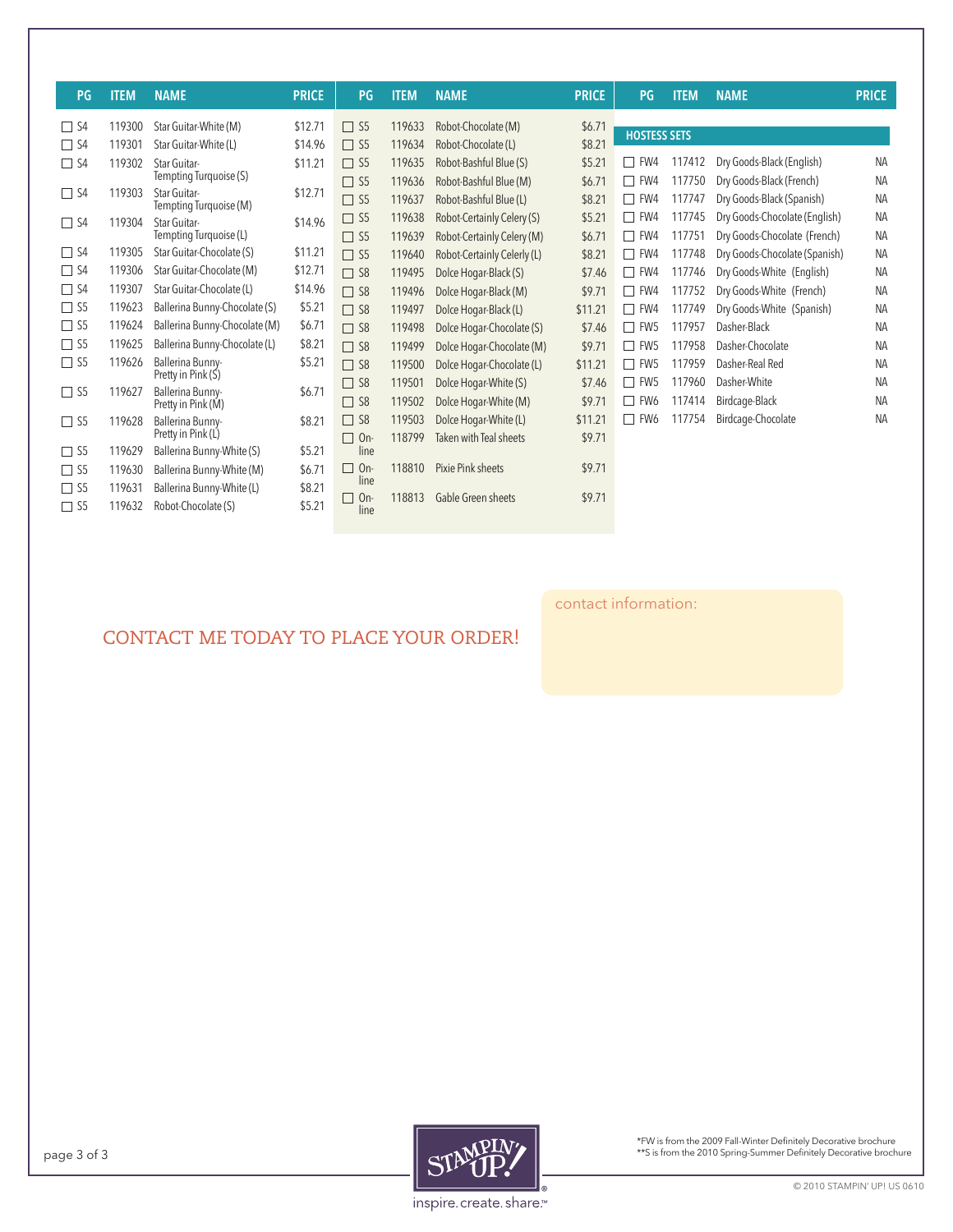| PG | ITEM | NAME | PRICE |
|---|---|---|---|
| ☐ S4 | 119300 | Star Guitar-White (M) | $12.71 |
| ☐ S4 | 119301 | Star Guitar-White (L) | $14.96 |
| ☐ S4 | 119302 | Star Guitar-Tempting Turquoise (S) | $11.21 |
| ☐ S4 | 119303 | Star Guitar-Tempting Turquoise (M) | $12.71 |
| ☐ S4 | 119304 | Star Guitar-Tempting Turquoise (L) | $14.96 |
| ☐ S4 | 119305 | Star Guitar-Chocolate (S) | $11.21 |
| ☐ S4 | 119306 | Star Guitar-Chocolate (M) | $12.71 |
| ☐ S4 | 119307 | Star Guitar-Chocolate (L) | $14.96 |
| ☐ S5 | 119623 | Ballerina Bunny-Chocolate (S) | $5.21 |
| ☐ S5 | 119624 | Ballerina Bunny-Chocolate (M) | $6.71 |
| ☐ S5 | 119625 | Ballerina Bunny-Chocolate (L) | $8.21 |
| ☐ S5 | 119626 | Ballerina Bunny-Pretty in Pink (S) | $5.21 |
| ☐ S5 | 119627 | Ballerina Bunny-Pretty in Pink (M) | $6.71 |
| ☐ S5 | 119628 | Ballerina Bunny-Pretty in Pink (L) | $8.21 |
| ☐ S5 | 119629 | Ballerina Bunny-White (S) | $5.21 |
| ☐ S5 | 119630 | Ballerina Bunny-White (M) | $6.71 |
| ☐ S5 | 119631 | Ballerina Bunny-White (L) | $8.21 |
| ☐ S5 | 119632 | Robot-Chocolate (S) | $5.21 |
| ☐ S5 | 119633 | Robot-Chocolate (M) | $6.71 |
| ☐ S5 | 119634 | Robot-Chocolate (L) | $8.21 |
| ☐ S5 | 119635 | Robot-Bashful Blue (S) | $5.21 |
| ☐ S5 | 119636 | Robot-Bashful Blue (M) | $6.71 |
| ☐ S5 | 119637 | Robot-Bashful Blue (L) | $8.21 |
| ☐ S5 | 119638 | Robot-Certainly Celery (S) | $5.21 |
| ☐ S5 | 119639 | Robot-Certainly Celery (M) | $6.71 |
| ☐ S5 | 119640 | Robot-Certainly Celerly (L) | $8.21 |
| ☐ S8 | 119495 | Dolce Hogar-Black (S) | $7.46 |
| ☐ S8 | 119496 | Dolce Hogar-Black (M) | $9.71 |
| ☐ S8 | 119497 | Dolce Hogar-Black (L) | $11.21 |
| ☐ S8 | 119498 | Dolce Hogar-Chocolate (S) | $7.46 |
| ☐ S8 | 119499 | Dolce Hogar-Chocolate (M) | $9.71 |
| ☐ S8 | 119500 | Dolce Hogar-Chocolate (L) | $11.21 |
| ☐ S8 | 119501 | Dolce Hogar-White (S) | $7.46 |
| ☐ S8 | 119502 | Dolce Hogar-White (M) | $9.71 |
| ☐ S8 | 119503 | Dolce Hogar-White (L) | $11.21 |
| ☐ On-line | 118799 | Taken with Teal sheets | $9.71 |
| ☐ On-line | 118810 | Pixie Pink sheets | $9.71 |
| ☐ On-line | 118813 | Gable Green sheets | $9.71 |

**HOSTESS SETS**

| PG | ITEM | NAME | PRICE |
|---|---|---|---|
| ☐ FW4 | 117412 | Dry Goods-Black (English) | NA |
| ☐ FW4 | 117750 | Dry Goods-Black (French) | NA |
| ☐ FW4 | 117747 | Dry Goods-Black (Spanish) | NA |
| ☐ FW4 | 117745 | Dry Goods-Chocolate (English) | NA |
| ☐ FW4 | 117751 | Dry Goods-Chocolate (French) | NA |
| ☐ FW4 | 117748 | Dry Goods-Chocolate (Spanish) | NA |
| ☐ FW4 | 117746 | Dry Goods-White (English) | NA |
| ☐ FW4 | 117752 | Dry Goods-White (French) | NA |
| ☐ FW4 | 117749 | Dry Goods-White (Spanish) | NA |
| ☐ FW5 | 117957 | Dasher-Black | NA |
| ☐ FW5 | 117958 | Dasher-Chocolate | NA |
| ☐ FW5 | 117959 | Dasher-Real Red | NA |
| ☐ FW5 | 117960 | Dasher-White | NA |
| ☐ FW6 | 117414 | Birdcage-Black | NA |
| ☐ FW6 | 117754 | Birdcage-Chocolate | NA |

CONTACT ME TODAY TO PLACE YOUR ORDER!

contact information:

*FW is from the 2009 Fall-Winter Definitely Decorative brochure
**S is from the 2010 Spring-Summer Definitely Decorative brochure

STAMPIN' UP!
inspire. create. share.™

© 2010 STAMPIN' UP! US 0610